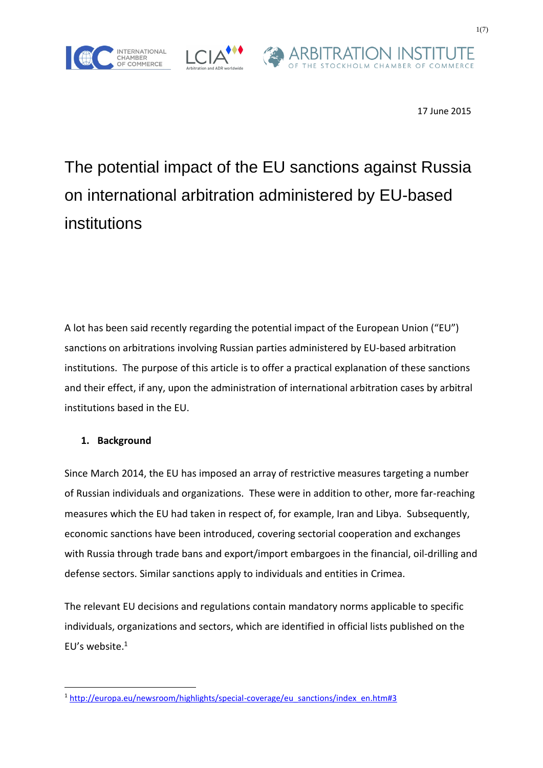17 June 2015

# The potential impact of the EU sanctions against Russia on international arbitration administered by EU-based institutions

A lot has been said recently regarding the potential impact of the European Union ("EU") sanctions on arbitrations involving Russian parties administered by EU-based arbitration institutions. The purpose of this article is to offer a practical explanation of these sanctions and their effect, if any, upon the administration of international arbitration cases by arbitral institutions based in the EU.

## 1. Background

Since March 2014, the EU has imposed an array of restrictive measures targeting a number of Russian individuals and organizations. These were in addition to other, more far-reaching measures which the EU had taken in respect of, for example, Iran and Libya. Subsequently, economic sanctions have been introduced, covering sectorial cooperation and exchanges with Russia through trade bans and export/import embargoes in the financial, oil-drilling and defense sectors. Similar sanctions apply to individuals and entities in Crimea.

The relevant EU decisions and regulations contain mandatory norms applicable to specific individuals, organizations and sectors, which are identified in official lists published on the EU's website.[1]

[1] http://europa.eu/newsroom/highlights/special-coverage/eu_sanctions/index_en.htm#3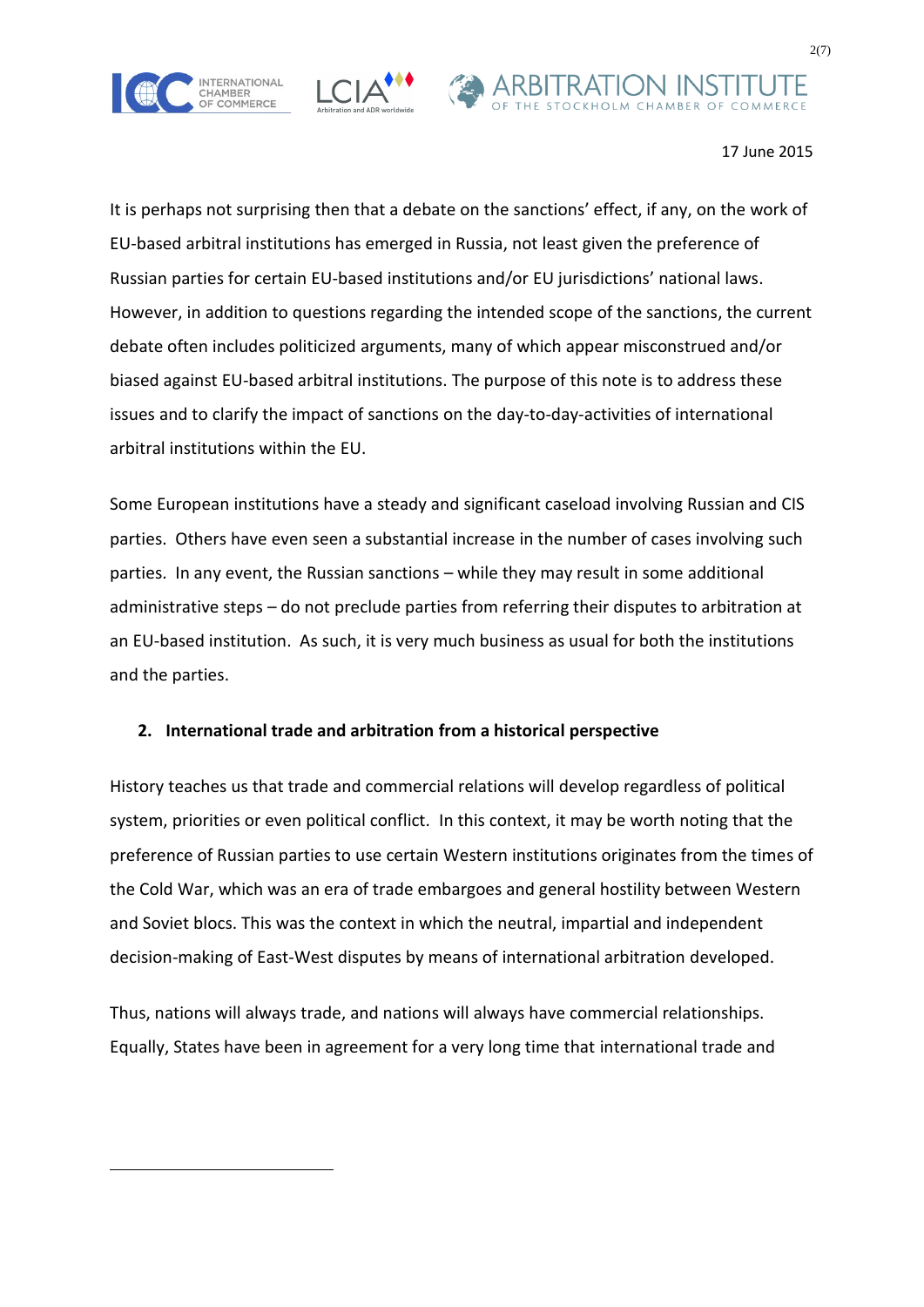It is perhaps not surprising then that a debate on the sanctions' effect, if any, on the work of EU-based arbitral institutions has emerged in Russia, not least given the preference of Russian parties for certain EU-based institutions and/or EU jurisdictions' national laws. However, in addition to questions regarding the intended scope of the sanctions, the current debate often includes politicized arguments, many of which appear misconstrued and/or biased against EU-based arbitral institutions. The purpose of this note is to address these issues and to clarify the impact of sanctions on the day-to-day-activities of international arbitral institutions within the EU.

Some European institutions have a steady and significant caseload involving Russian and CIS parties. Others have even seen a substantial increase in the number of cases involving such parties. In any event, the Russian sanctions – while they may result in some additional administrative steps – do not preclude parties from referring their disputes to arbitration at an EU-based institution. As such, it is very much business as usual for both the institutions and the parties.

## 2. International trade and arbitration from a historical perspective

History teaches us that trade and commercial relations will develop regardless of political system, priorities or even political conflict. In this context, it may be worth noting that the preference of Russian parties to use certain Western institutions originates from the times of the Cold War, which was an era of trade embargoes and general hostility between Western and Soviet blocs. This was the context in which the neutral, impartial and independent decision-making of East-West disputes by means of international arbitration developed.

Thus, nations will always trade, and nations will always have commercial relationships. Equally, States have been in agreement for a very long time that international trade and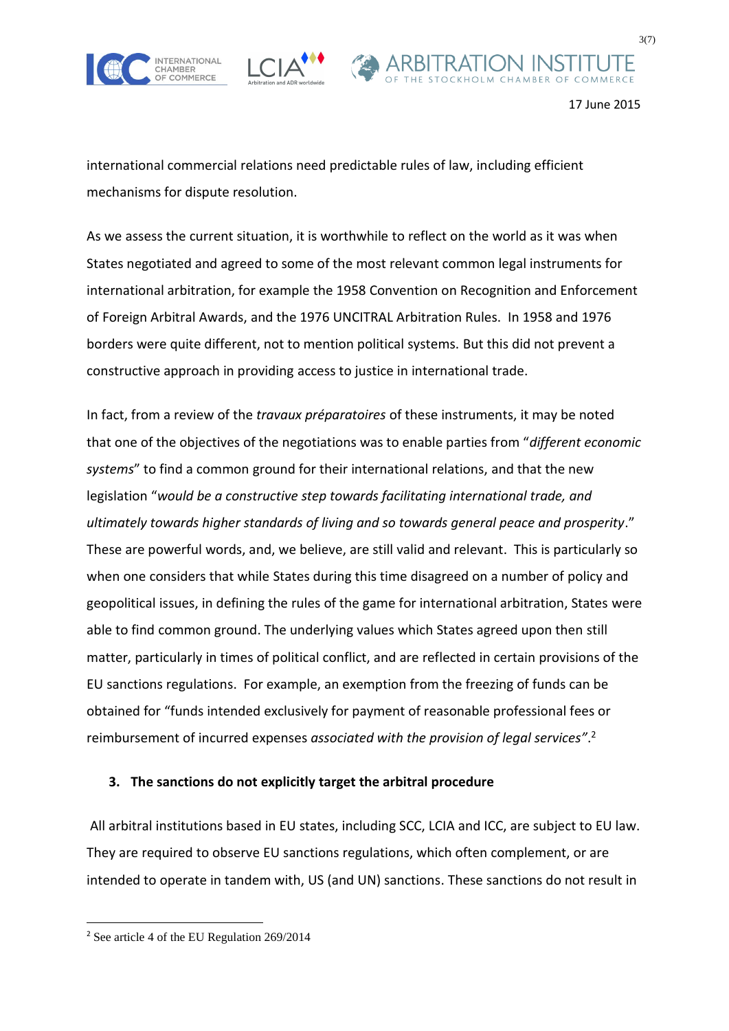international commercial relations need predictable rules of law, including efficient mechanisms for dispute resolution.

As we assess the current situation, it is worthwhile to reflect on the world as it was when States negotiated and agreed to some of the most relevant common legal instruments for international arbitration, for example the 1958 Convention on Recognition and Enforcement of Foreign Arbitral Awards, and the 1976 UNCITRAL Arbitration Rules. In 1958 and 1976 borders were quite different, not to mention political systems. But this did not prevent a constructive approach in providing access to justice in international trade.

In fact, from a review of the *travaux préparatoires* of these instruments, it may be noted that one of the objectives of the negotiations was to enable parties from "*different economic systems*" to find a common ground for their international relations, and that the new legislation "*would be a constructive step towards facilitating international trade, and ultimately towards higher standards of living and so towards general peace and prosperity*." These are powerful words, and, we believe, are still valid and relevant. This is particularly so when one considers that while States during this time disagreed on a number of policy and geopolitical issues, in defining the rules of the game for international arbitration, States were able to find common ground. The underlying values which States agreed upon then still matter, particularly in times of political conflict, and are reflected in certain provisions of the EU sanctions regulations. For example, an exemption from the freezing of funds can be obtained for "funds intended exclusively for payment of reasonable professional fees or reimbursement of incurred expenses *associated with the provision of legal services"*.[2]

## 3. The sanctions do not explicitly target the arbitral procedure

All arbitral institutions based in EU states, including SCC, LCIA and ICC, are subject to EU law. They are required to observe EU sanctions regulations, which often complement, or are intended to operate in tandem with, US (and UN) sanctions. These sanctions do not result in

[2] See article 4 of the EU Regulation 269/2014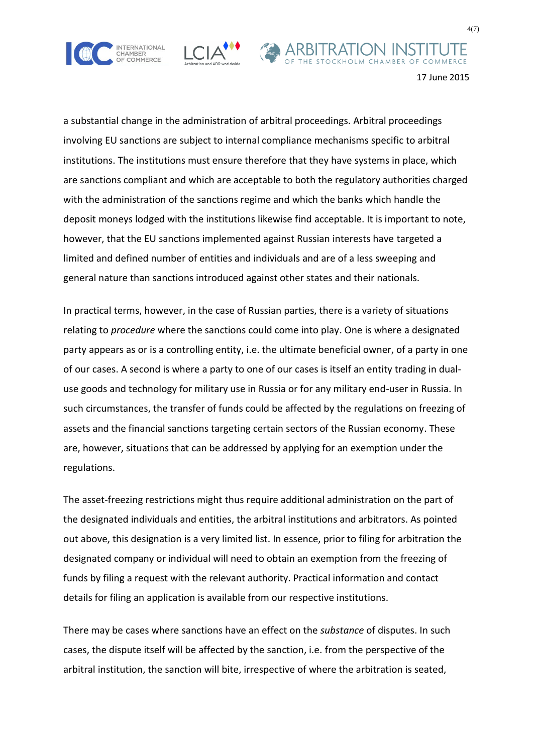a substantial change in the administration of arbitral proceedings. Arbitral proceedings involving EU sanctions are subject to internal compliance mechanisms specific to arbitral institutions. The institutions must ensure therefore that they have systems in place, which are sanctions compliant and which are acceptable to both the regulatory authorities charged with the administration of the sanctions regime and which the banks which handle the deposit moneys lodged with the institutions likewise find acceptable. It is important to note, however, that the EU sanctions implemented against Russian interests have targeted a limited and defined number of entities and individuals and are of a less sweeping and general nature than sanctions introduced against other states and their nationals.

In practical terms, however, in the case of Russian parties, there is a variety of situations relating to *procedure* where the sanctions could come into play. One is where a designated party appears as or is a controlling entity, i.e. the ultimate beneficial owner, of a party in one of our cases. A second is where a party to one of our cases is itself an entity trading in dual-use goods and technology for military use in Russia or for any military end-user in Russia. In such circumstances, the transfer of funds could be affected by the regulations on freezing of assets and the financial sanctions targeting certain sectors of the Russian economy. These are, however, situations that can be addressed by applying for an exemption under the regulations.

The asset-freezing restrictions might thus require additional administration on the part of the designated individuals and entities, the arbitral institutions and arbitrators. As pointed out above, this designation is a very limited list. In essence, prior to filing for arbitration the designated company or individual will need to obtain an exemption from the freezing of funds by filing a request with the relevant authority. Practical information and contact details for filing an application is available from our respective institutions.

There may be cases where sanctions have an effect on the *substance* of disputes. In such cases, the dispute itself will be affected by the sanction, i.e. from the perspective of the arbitral institution, the sanction will bite, irrespective of where the arbitration is seated,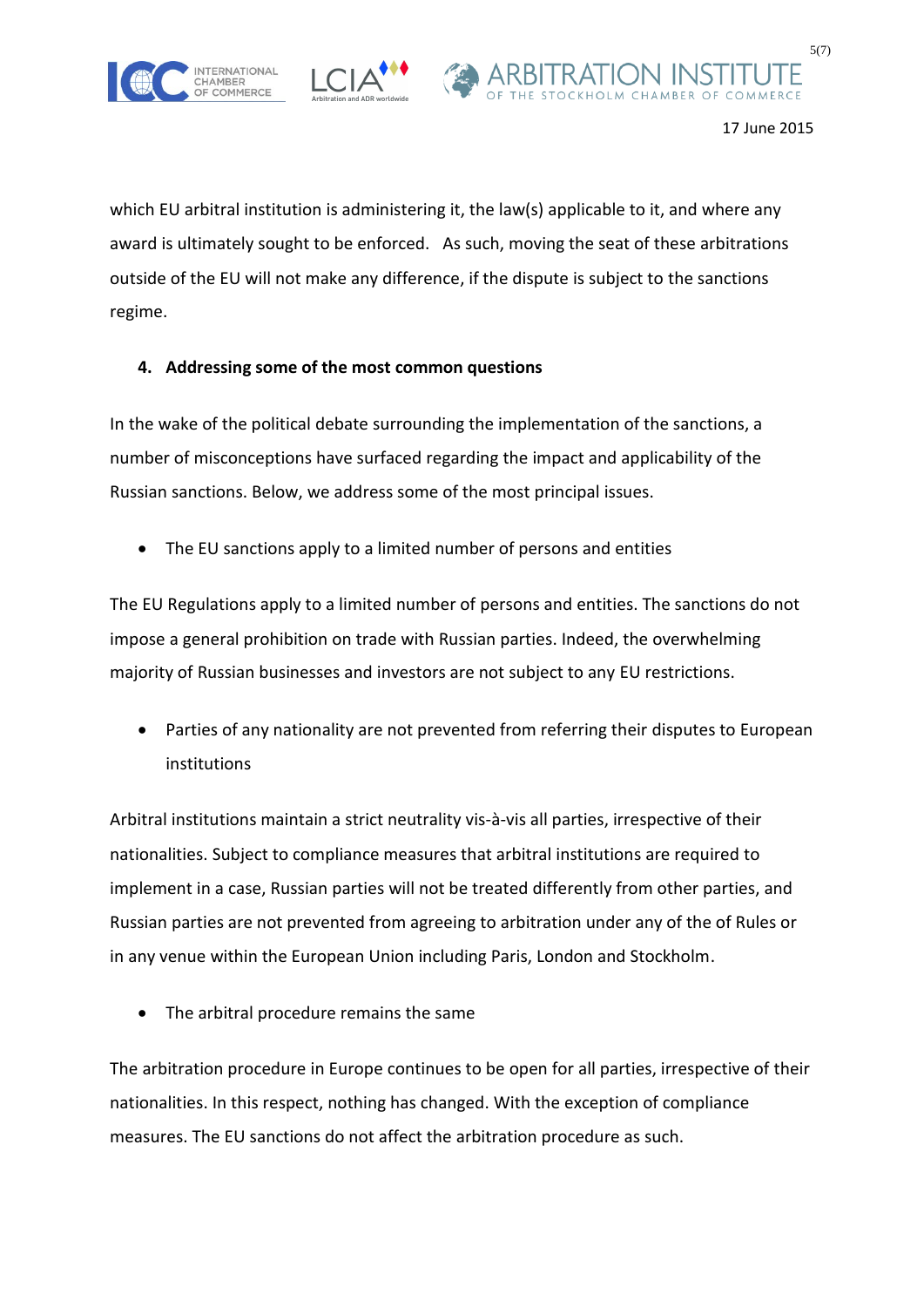which EU arbitral institution is administering it, the law(s) applicable to it, and where any award is ultimately sought to be enforced. As such, moving the seat of these arbitrations outside of the EU will not make any difference, if the dispute is subject to the sanctions regime.

## 4. Addressing some of the most common questions

In the wake of the political debate surrounding the implementation of the sanctions, a number of misconceptions have surfaced regarding the impact and applicability of the Russian sanctions. Below, we address some of the most principal issues.

- The EU sanctions apply to a limited number of persons and entities

The EU Regulations apply to a limited number of persons and entities. The sanctions do not impose a general prohibition on trade with Russian parties. Indeed, the overwhelming majority of Russian businesses and investors are not subject to any EU restrictions.

- Parties of any nationality are not prevented from referring their disputes to European institutions

Arbitral institutions maintain a strict neutrality vis-à-vis all parties, irrespective of their nationalities. Subject to compliance measures that arbitral institutions are required to implement in a case, Russian parties will not be treated differently from other parties, and Russian parties are not prevented from agreeing to arbitration under any of the of Rules or in any venue within the European Union including Paris, London and Stockholm.

- The arbitral procedure remains the same

The arbitration procedure in Europe continues to be open for all parties, irrespective of their nationalities. In this respect, nothing has changed. With the exception of compliance measures. The EU sanctions do not affect the arbitration procedure as such.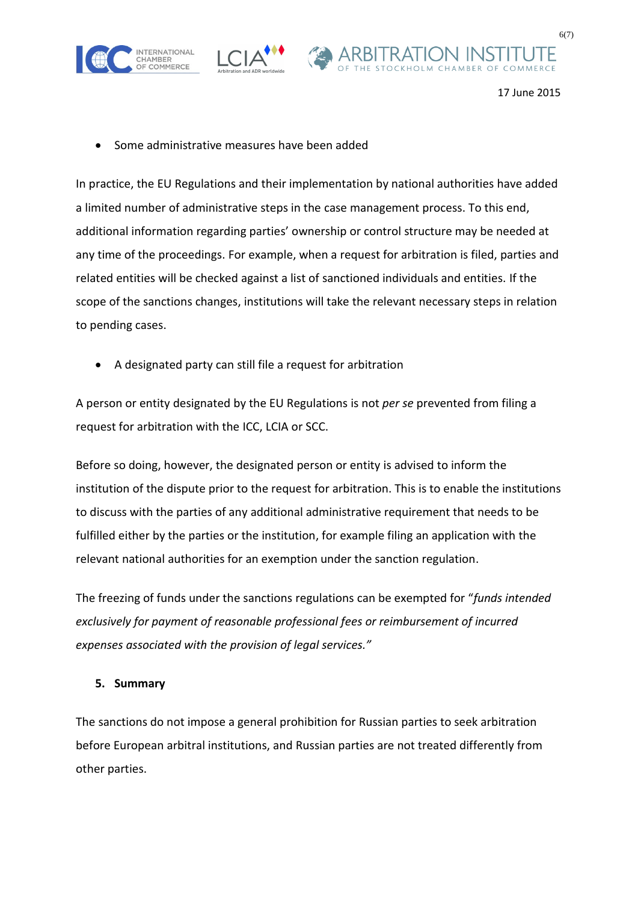- Some administrative measures have been added

In practice, the EU Regulations and their implementation by national authorities have added a limited number of administrative steps in the case management process. To this end, additional information regarding parties' ownership or control structure may be needed at any time of the proceedings. For example, when a request for arbitration is filed, parties and related entities will be checked against a list of sanctioned individuals and entities. If the scope of the sanctions changes, institutions will take the relevant necessary steps in relation to pending cases.

- A designated party can still file a request for arbitration

A person or entity designated by the EU Regulations is not *per se* prevented from filing a request for arbitration with the ICC, LCIA or SCC.

Before so doing, however, the designated person or entity is advised to inform the institution of the dispute prior to the request for arbitration. This is to enable the institutions to discuss with the parties of any additional administrative requirement that needs to be fulfilled either by the parties or the institution, for example filing an application with the relevant national authorities for an exemption under the sanction regulation.

The freezing of funds under the sanctions regulations can be exempted for "*funds intended exclusively for payment of reasonable professional fees or reimbursement of incurred expenses associated with the provision of legal services.*"

## 5. Summary

The sanctions do not impose a general prohibition for Russian parties to seek arbitration before European arbitral institutions, and Russian parties are not treated differently from other parties.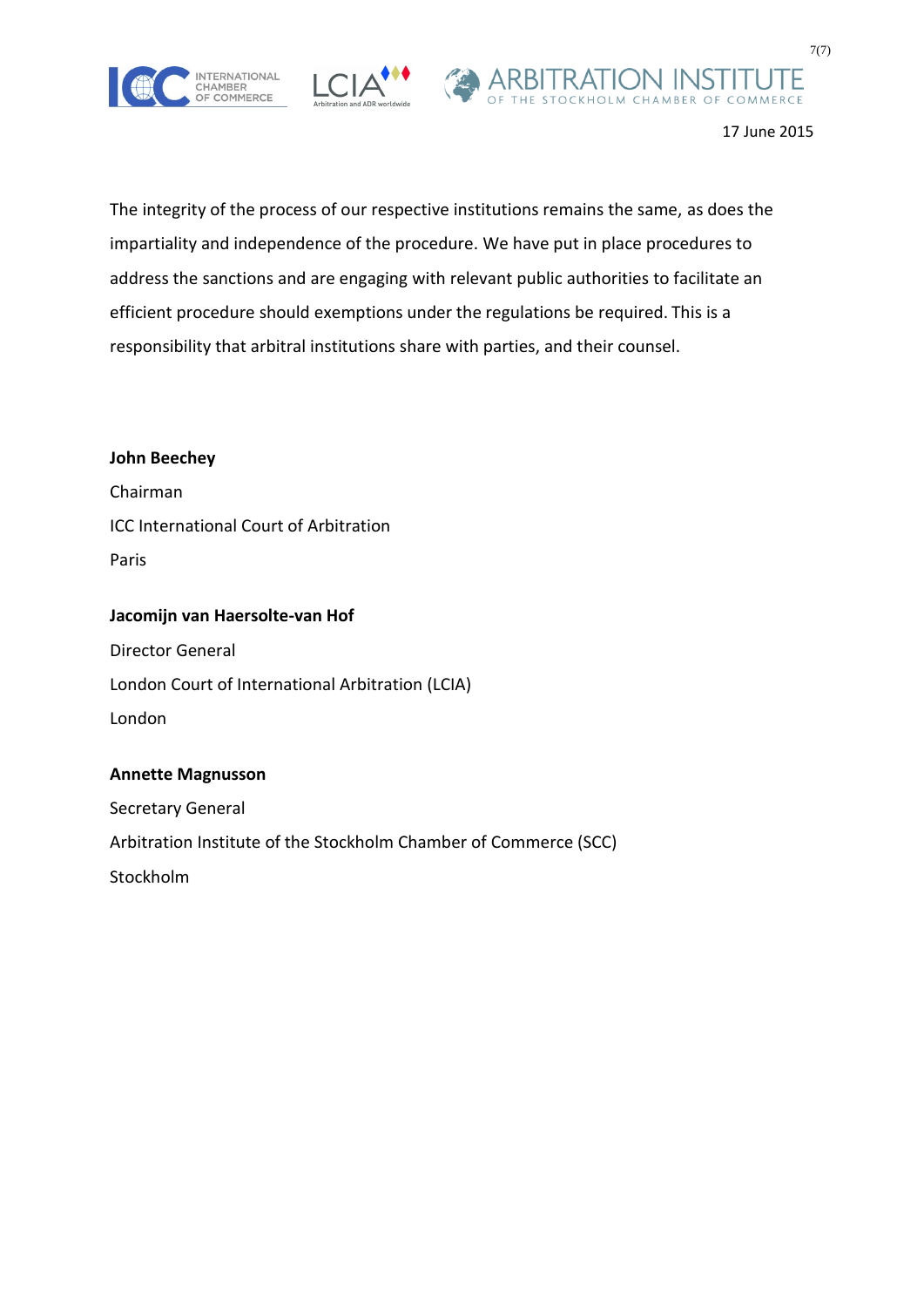17 June 2015

The integrity of the process of our respective institutions remains the same, as does the impartiality and independence of the procedure. We have put in place procedures to address the sanctions and are engaging with relevant public authorities to facilitate an efficient procedure should exemptions under the regulations be required. This is a responsibility that arbitral institutions share with parties, and their counsel.

**John Beechey**
Chairman
ICC International Court of Arbitration
Paris

**Jacomijn van Haersolte-van Hof**
Director General
London Court of International Arbitration (LCIA)
London

**Annette Magnusson**
Secretary General
Arbitration Institute of the Stockholm Chamber of Commerce (SCC)
Stockholm